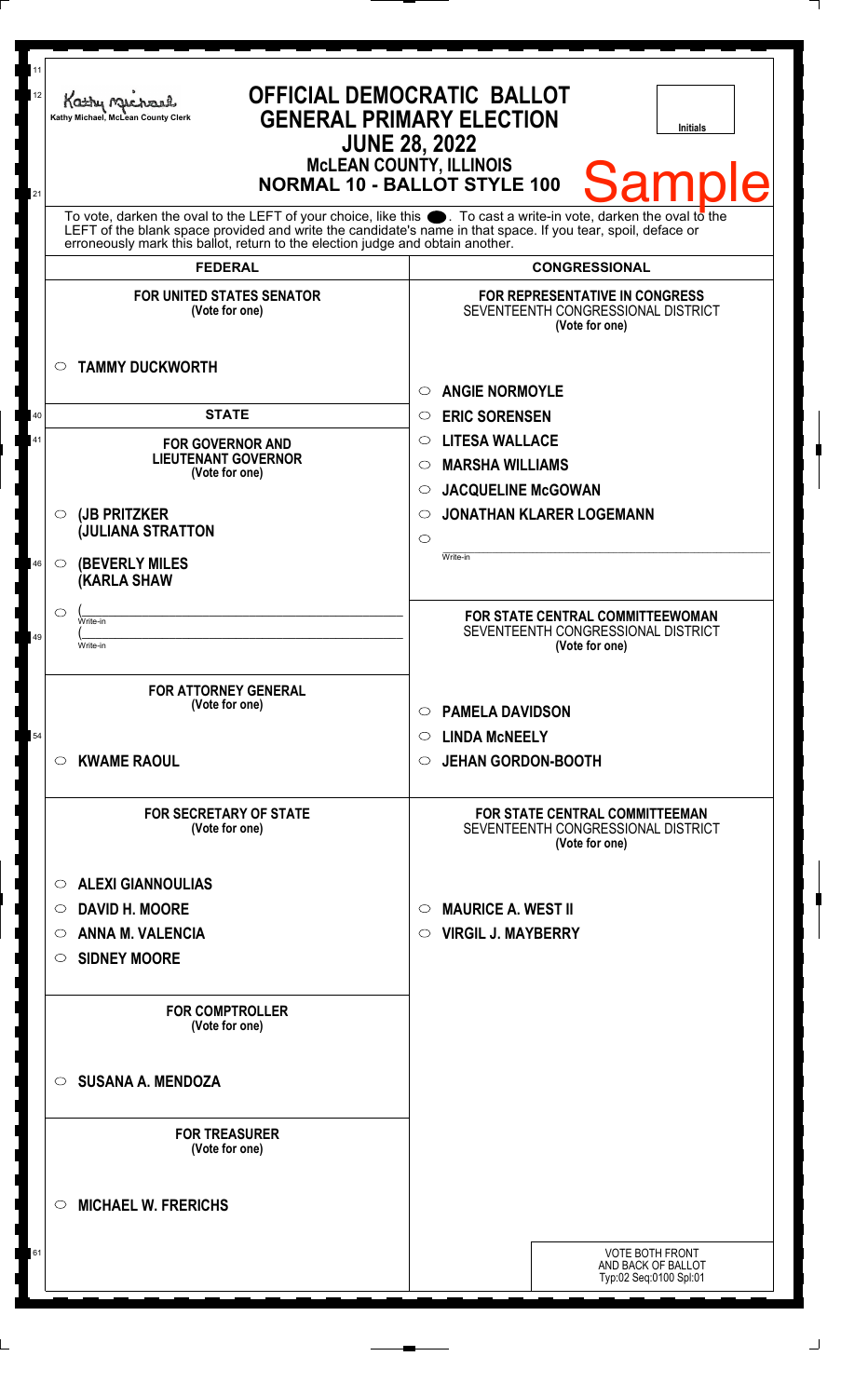Kathy Michael, McLean County Clerk

# OFFICIAL DEMOCRATIC BALLOT
# GENERAL PRIMARY ELECTION
## JUNE 28, 2022
## McLEAN COUNTY, ILLINOIS
## NORMAL 10 - BALLOT STYLE 100

Initials

Sample

To vote, darken the oval to the LEFT of your choice, like this ⬬. To cast a write-in vote, darken the oval to the LEFT of the blank space provided and write the candidate's name in that space. If you tear, spoil, deface or erroneously mark this ballot, return to the election judge and obtain another.

## FEDERAL

### FOR UNITED STATES SENATOR
(Vote for one)

- ○ TAMMY DUCKWORTH

## STATE

### FOR GOVERNOR AND LIEUTENANT GOVERNOR
(Vote for one)

- ○ (JB PRITZKER
  (JULIANA STRATTON
- ○ (BEVERLY MILES
  (KARLA SHAW
- ○ (_______________ Write-in
  (_______________ Write-in

### FOR ATTORNEY GENERAL
(Vote for one)

- ○ KWAME RAOUL

### FOR SECRETARY OF STATE
(Vote for one)

- ○ ALEXI GIANNOULIAS
- ○ DAVID H. MOORE
- ○ ANNA M. VALENCIA
- ○ SIDNEY MOORE

### FOR COMPTROLLER
(Vote for one)

- ○ SUSANA A. MENDOZA

### FOR TREASURER
(Vote for one)

- ○ MICHAEL W. FRERICHS

## CONGRESSIONAL

### FOR REPRESENTATIVE IN CONGRESS
SEVENTEENTH CONGRESSIONAL DISTRICT
(Vote for one)

- ○ ANGIE NORMOYLE
- ○ ERIC SORENSEN
- ○ LITESA WALLACE
- ○ MARSHA WILLIAMS
- ○ JACQUELINE McGOWAN
- ○ JONATHAN KLARER LOGEMANN
- ○ _______________ Write-in

### FOR STATE CENTRAL COMMITTEEWOMAN
SEVENTEENTH CONGRESSIONAL DISTRICT
(Vote for one)

- ○ PAMELA DAVIDSON
- ○ LINDA McNEELY
- ○ JEHAN GORDON-BOOTH

### FOR STATE CENTRAL COMMITTEEMAN
SEVENTEENTH CONGRESSIONAL DISTRICT
(Vote for one)

- ○ MAURICE A. WEST II
- ○ VIRGIL J. MAYBERRY

VOTE BOTH FRONT AND BACK OF BALLOT
Typ:02 Seq:0100 Spl:01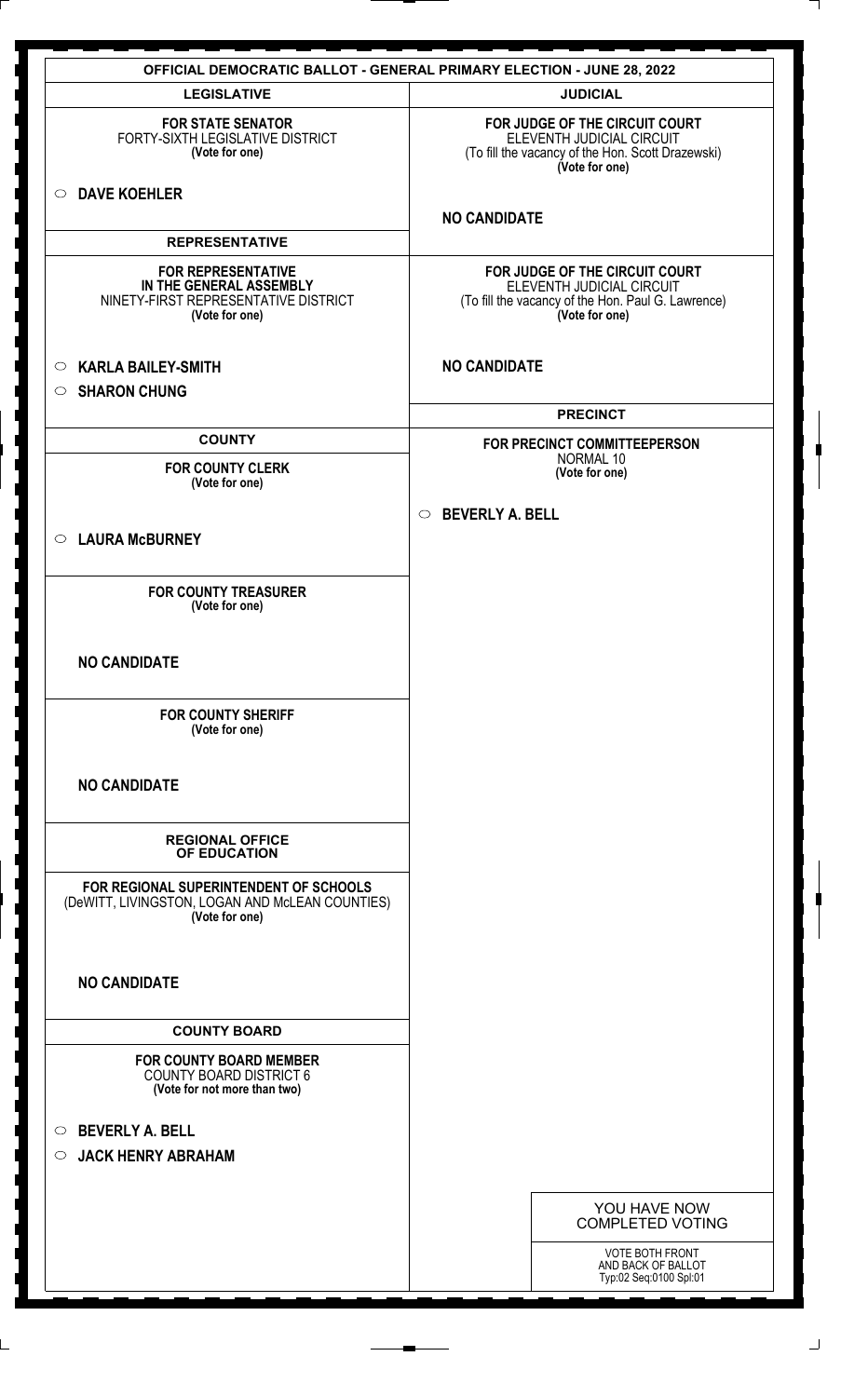# OFFICIAL DEMOCRATIC BALLOT - GENERAL PRIMARY ELECTION - JUNE 28, 2022

## LEGISLATIVE

**FOR STATE SENATOR**
FORTY-SIXTH LEGISLATIVE DISTRICT
**(Vote for one)**

- ○ **DAVE KOEHLER**

## REPRESENTATIVE

**FOR REPRESENTATIVE IN THE GENERAL ASSEMBLY**
NINETY-FIRST REPRESENTATIVE DISTRICT
**(Vote for one)**

- ○ **KARLA BAILEY-SMITH**
- ○ **SHARON CHUNG**

## COUNTY

**FOR COUNTY CLERK**
**(Vote for one)**

- ○ **LAURA McBURNEY**

**FOR COUNTY TREASURER**
**(Vote for one)**

**NO CANDIDATE**

**FOR COUNTY SHERIFF**
**(Vote for one)**

**NO CANDIDATE**

## REGIONAL OFFICE OF EDUCATION

**FOR REGIONAL SUPERINTENDENT OF SCHOOLS**
(DeWITT, LIVINGSTON, LOGAN AND McLEAN COUNTIES)
**(Vote for one)**

**NO CANDIDATE**

## COUNTY BOARD

**FOR COUNTY BOARD MEMBER**
COUNTY BOARD DISTRICT 6
**(Vote for not more than two)**

- ○ **BEVERLY A. BELL**
- ○ **JACK HENRY ABRAHAM**

## JUDICIAL

**FOR JUDGE OF THE CIRCUIT COURT**
ELEVENTH JUDICIAL CIRCUIT
(To fill the vacancy of the Hon. Scott Drazewski)
**(Vote for one)**

**NO CANDIDATE**

**FOR JUDGE OF THE CIRCUIT COURT**
ELEVENTH JUDICIAL CIRCUIT
(To fill the vacancy of the Hon. Paul G. Lawrence)
**(Vote for one)**

**NO CANDIDATE**

## PRECINCT

**FOR PRECINCT COMMITTEEPERSON**
NORMAL 10
**(Vote for one)**

- ○ **BEVERLY A. BELL**

YOU HAVE NOW COMPLETED VOTING

VOTE BOTH FRONT AND BACK OF BALLOT
Typ:02 Seq:0100 Spl:01